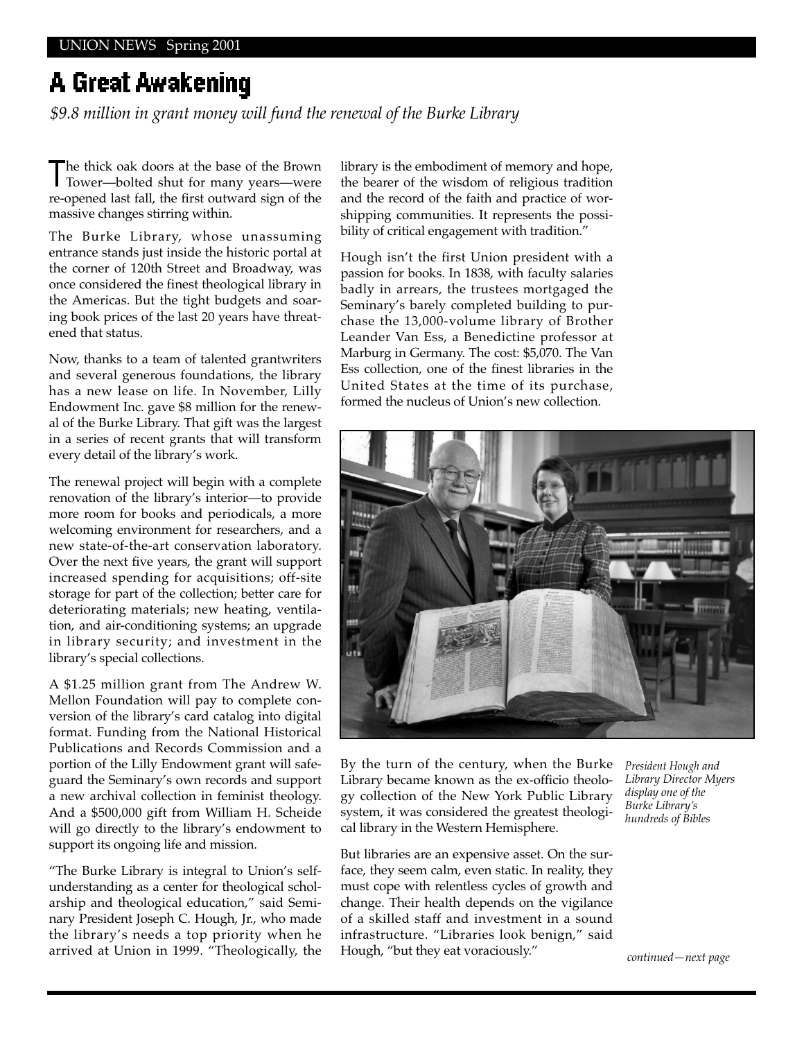# A Great Awakening

*$9.8 million in grant money will fund the renewal of the Burke Library*

The thick oak doors at the base of the Brown Tower—bolted shut for many years—were re-opened last fall, the first outward sign of the massive changes stirring within.

The Burke Library, whose unassuming entrance stands just inside the historic portal at the corner of 120th Street and Broadway, was once considered the finest theological library in the Americas. But the tight budgets and soaring book prices of the last 20 years have threatened that status.

Now, thanks to a team of talented grantwriters and several generous foundations, the library has a new lease on life. In November, Lilly Endowment Inc. gave $8 million for the renewal of the Burke Library. That gift was the largest in a series of recent grants that will transform every detail of the library's work.

The renewal project will begin with a complete renovation of the library's interior—to provide more room for books and periodicals, a more welcoming environment for researchers, and a new state-of-the-art conservation laboratory. Over the next five years, the grant will support increased spending for acquisitions; off-site storage for part of the collection; better care for deteriorating materials; new heating, ventilation, and air-conditioning systems; an upgrade in library security; and investment in the library's special collections.

A $1.25 million grant from The Andrew W. Mellon Foundation will pay to complete conversion of the library's card catalog into digital format. Funding from the National Historical Publications and Records Commission and a portion of the Lilly Endowment grant will safeguard the Seminary's own records and support a new archival collection in feminist theology. And a $500,000 gift from William H. Scheide will go directly to the library's endowment to support its ongoing life and mission.

"The Burke Library is integral to Union's self-understanding as a center for theological scholarship and theological education," said Seminary President Joseph C. Hough, Jr., who made the library's needs a top priority when he arrived at Union in 1999. "Theologically, the library is the embodiment of memory and hope, the bearer of the wisdom of religious tradition and the record of the faith and practice of worshipping communities. It represents the possibility of critical engagement with tradition."

Hough isn't the first Union president with a passion for books. In 1838, with faculty salaries badly in arrears, the trustees mortgaged the Seminary's barely completed building to purchase the 13,000-volume library of Brother Leander Van Ess, a Benedictine professor at Marburg in Germany. The cost: $5,070. The Van Ess collection, one of the finest libraries in the United States at the time of its purchase, formed the nucleus of Union's new collection.

*President Hough and Library Director Myers display one of the Burke Library's hundreds of Bibles*

By the turn of the century, when the Burke Library became known as the ex-officio theology collection of the New York Public Library system, it was considered the greatest theological library in the Western Hemisphere.

But libraries are an expensive asset. On the surface, they seem calm, even static. In reality, they must cope with relentless cycles of growth and change. Their health depends on the vigilance of a skilled staff and investment in a sound infrastructure. "Libraries look benign," said Hough, "but they eat voraciously."

*continued—next page*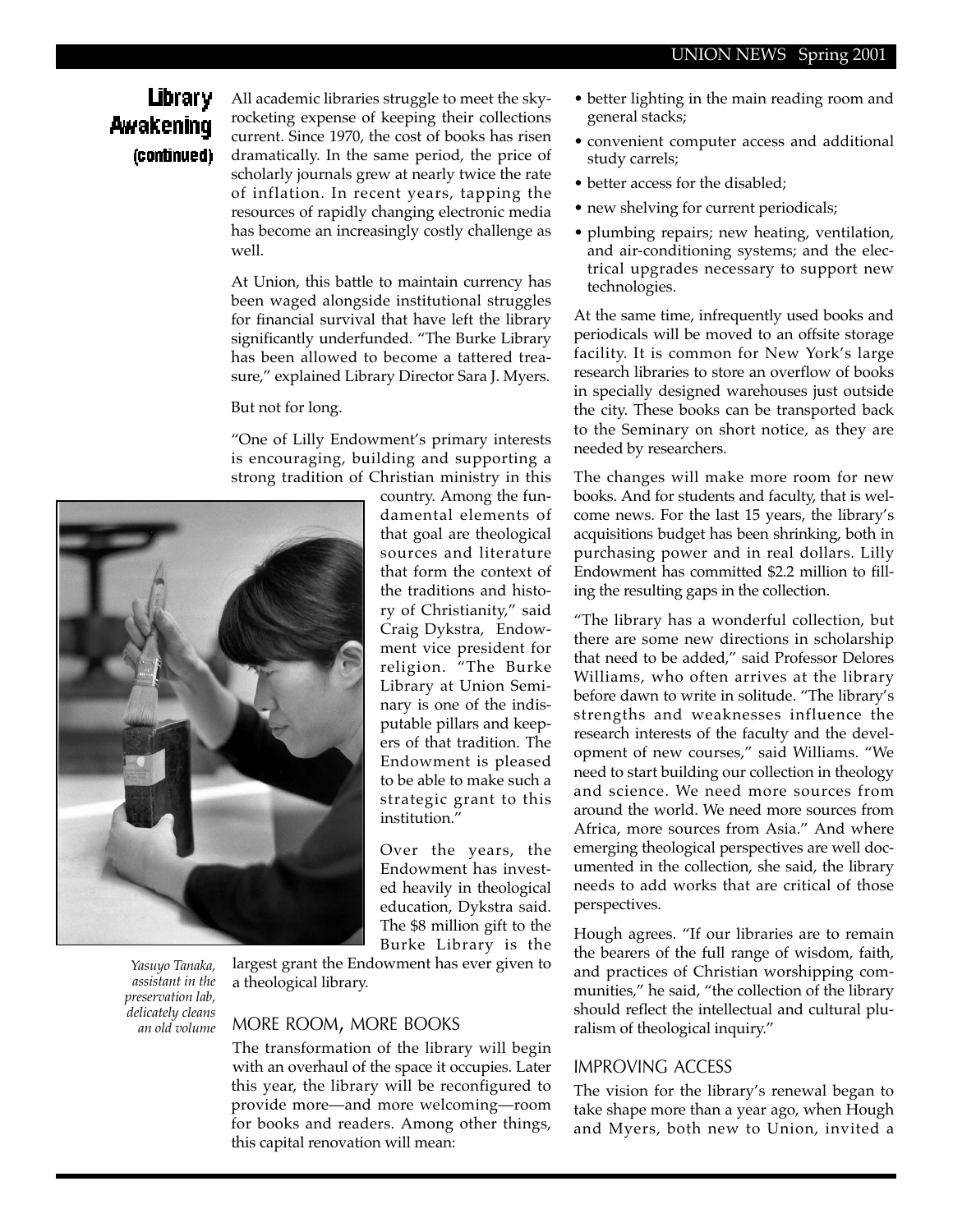## Library Awakening (continued)

All academic libraries struggle to meet the skyrocketing expense of keeping their collections current. Since 1970, the cost of books has risen dramatically. In the same period, the price of scholarly journals grew at nearly twice the rate of inflation. In recent years, tapping the resources of rapidly changing electronic media has become an increasingly costly challenge as well.

At Union, this battle to maintain currency has been waged alongside institutional struggles for financial survival that have left the library significantly underfunded. "The Burke Library has been allowed to become a tattered treasure," explained Library Director Sara J. Myers.

But not for long.

"One of Lilly Endowment's primary interests is encouraging, building and supporting a strong tradition of Christian ministry in this country. Among the fundamental elements of that goal are theological sources and literature that form the context of the traditions and history of Christianity," said Craig Dykstra, Endowment vice president for religion. "The Burke Library at Union Seminary is one of the indisputable pillars and keepers of that tradition. The Endowment is pleased to be able to make such a strategic grant to this institution."

Over the years, the Endowment has invested heavily in theological education, Dykstra said. The $8 million gift to the Burke Library is the largest grant the Endowment has ever given to a theological library.

*Yasuyo Tanaka, assistant in the preservation lab, delicately cleans an old volume*

### MORE ROOM, MORE BOOKS

The transformation of the library will begin with an overhaul of the space it occupies. Later this year, the library will be reconfigured to provide more—and more welcoming—room for books and readers. Among other things, this capital renovation will mean:

- better lighting in the main reading room and general stacks;
- convenient computer access and additional study carrels;
- better access for the disabled;
- new shelving for current periodicals;
- plumbing repairs; new heating, ventilation, and air-conditioning systems; and the electrical upgrades necessary to support new technologies.

At the same time, infrequently used books and periodicals will be moved to an offsite storage facility. It is common for New York's large research libraries to store an overflow of books in specially designed warehouses just outside the city. These books can be transported back to the Seminary on short notice, as they are needed by researchers.

The changes will make more room for new books. And for students and faculty, that is welcome news. For the last 15 years, the library's acquisitions budget has been shrinking, both in purchasing power and in real dollars. Lilly Endowment has committed $2.2 million to filling the resulting gaps in the collection.

"The library has a wonderful collection, but there are some new directions in scholarship that need to be added," said Professor Delores Williams, who often arrives at the library before dawn to write in solitude. "The library's strengths and weaknesses influence the research interests of the faculty and the development of new courses," said Williams. "We need to start building our collection in theology and science. We need more sources from around the world. We need more sources from Africa, more sources from Asia." And where emerging theological perspectives are well documented in the collection, she said, the library needs to add works that are critical of those perspectives.

Hough agrees. "If our libraries are to remain the bearers of the full range of wisdom, faith, and practices of Christian worshipping communities," he said, "the collection of the library should reflect the intellectual and cultural pluralism of theological inquiry."

### IMPROVING ACCESS

The vision for the library's renewal began to take shape more than a year ago, when Hough and Myers, both new to Union, invited a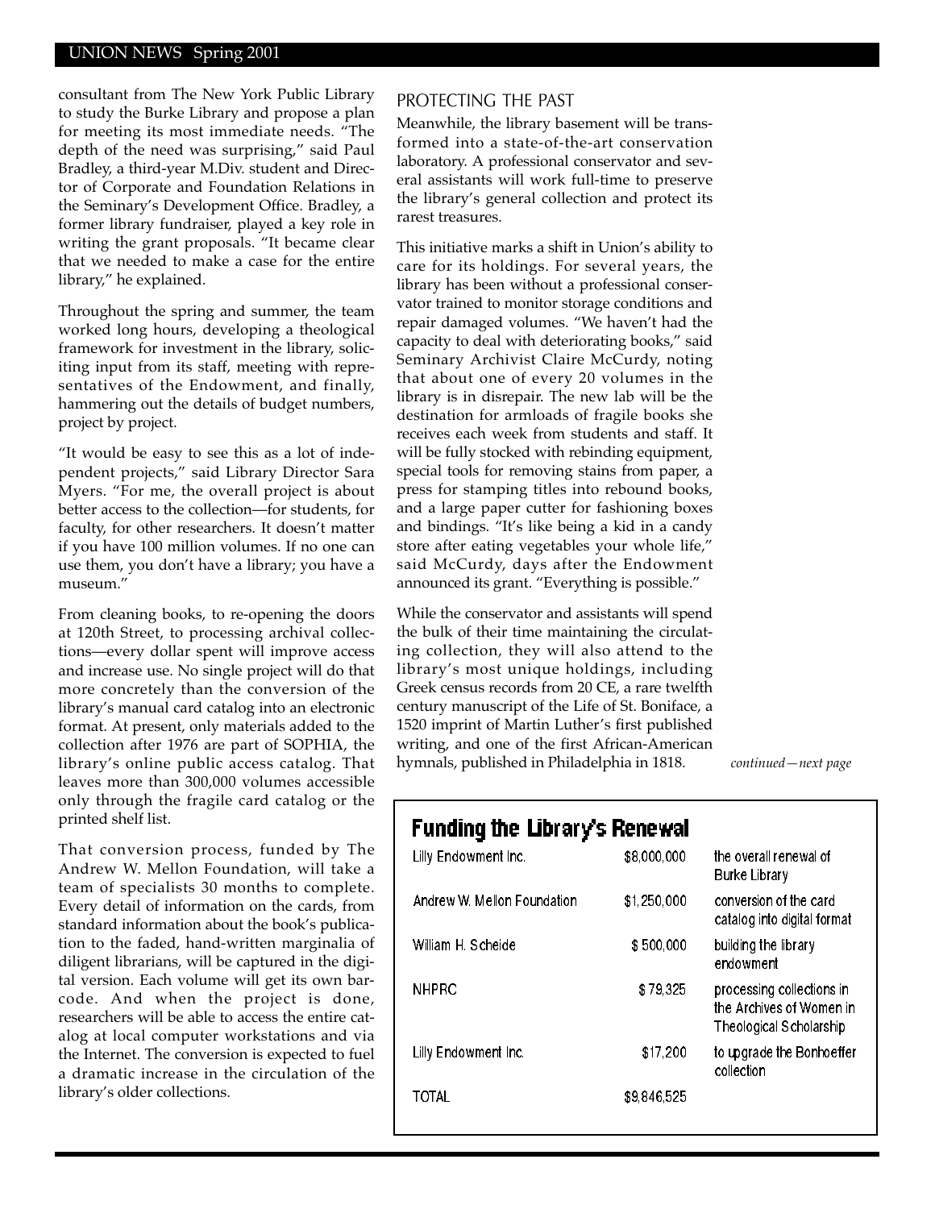consultant from The New York Public Library to study the Burke Library and propose a plan for meeting its most immediate needs. "The depth of the need was surprising," said Paul Bradley, a third-year M.Div. student and Director of Corporate and Foundation Relations in the Seminary's Development Office. Bradley, a former library fundraiser, played a key role in writing the grant proposals. "It became clear that we needed to make a case for the entire library," he explained.

Throughout the spring and summer, the team worked long hours, developing a theological framework for investment in the library, soliciting input from its staff, meeting with representatives of the Endowment, and finally, hammering out the details of budget numbers, project by project.

"It would be easy to see this as a lot of independent projects," said Library Director Sara Myers. "For me, the overall project is about better access to the collection—for students, for faculty, for other researchers. It doesn't matter if you have 100 million volumes. If no one can use them, you don't have a library; you have a museum."

From cleaning books, to re-opening the doors at 120th Street, to processing archival collections—every dollar spent will improve access and increase use. No single project will do that more concretely than the conversion of the library's manual card catalog into an electronic format. At present, only materials added to the collection after 1976 are part of SOPHIA, the library's online public access catalog. That leaves more than 300,000 volumes accessible only through the fragile card catalog or the printed shelf list.

That conversion process, funded by The Andrew W. Mellon Foundation, will take a team of specialists 30 months to complete. Every detail of information on the cards, from standard information about the book's publication to the faded, hand-written marginalia of diligent librarians, will be captured in the digital version. Each volume will get its own barcode. And when the project is done, researchers will be able to access the entire catalog at local computer workstations and via the Internet. The conversion is expected to fuel a dramatic increase in the circulation of the library's older collections.

## PROTECTING THE PAST

Meanwhile, the library basement will be transformed into a state-of-the-art conservation laboratory. A professional conservator and several assistants will work full-time to preserve the library's general collection and protect its rarest treasures.

This initiative marks a shift in Union's ability to care for its holdings. For several years, the library has been without a professional conservator trained to monitor storage conditions and repair damaged volumes. "We haven't had the capacity to deal with deteriorating books," said Seminary Archivist Claire McCurdy, noting that about one of every 20 volumes in the library is in disrepair. The new lab will be the destination for armloads of fragile books she receives each week from students and staff. It will be fully stocked with rebinding equipment, special tools for removing stains from paper, a press for stamping titles into rebound books, and a large paper cutter for fashioning boxes and bindings. "It's like being a kid in a candy store after eating vegetables your whole life," said McCurdy, days after the Endowment announced its grant. "Everything is possible."

While the conservator and assistants will spend the bulk of their time maintaining the circulating collection, they will also attend to the library's most unique holdings, including Greek census records from 20 CE, a rare twelfth century manuscript of the Life of St. Boniface, a 1520 imprint of Martin Luther's first published writing, and one of the first African-American hymnals, published in Philadelphia in 1818.

*continued—next page*

## Funding the Library's Renewal

| | | |
|---|---|---|
| Lilly Endowment Inc. | $8,000,000 | the overall renewal of Burke Library |
| Andrew W. Mellon Foundation | $1,250,000 | conversion of the card catalog into digital format |
| William H. Scheide | $ 500,000 | building the library endowment |
| NHPRC | $ 79,325 | processing collections in the Archives of Women in Theological Scholarship |
| Lilly Endowment Inc. | $17,200 | to upgrade the Bonhoeffer collection |
| TOTAL | $9,846,525 | |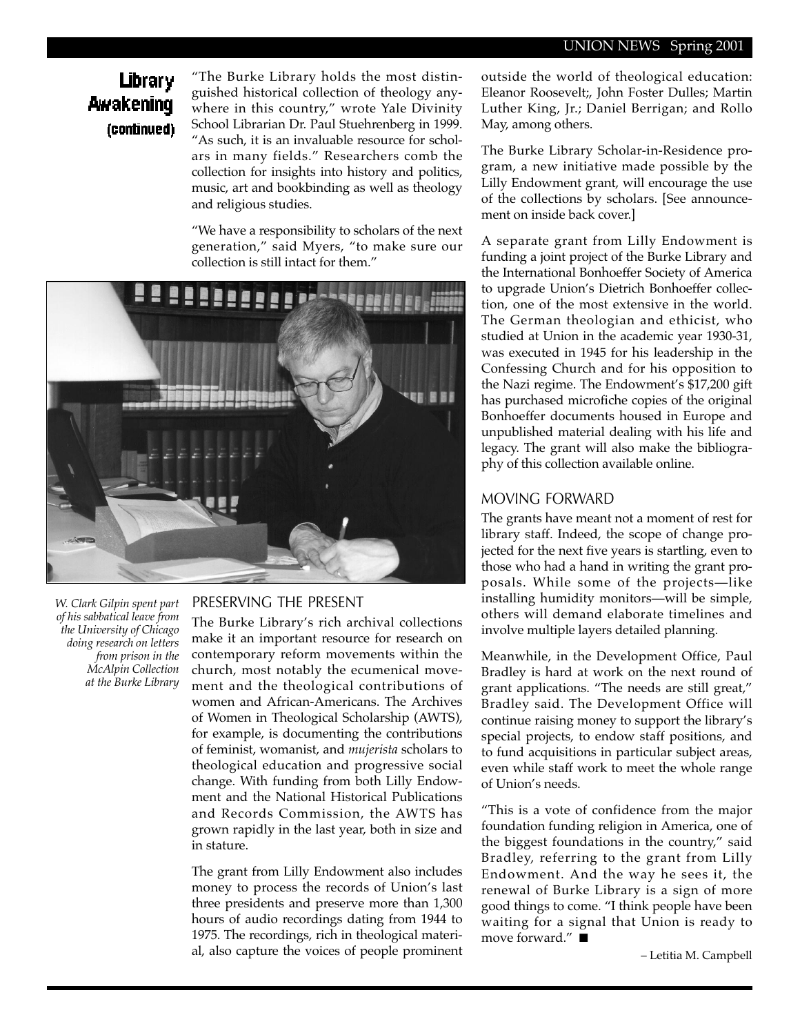## Library Awakening (continued)

"The Burke Library holds the most distinguished historical collection of theology anywhere in this country," wrote Yale Divinity School Librarian Dr. Paul Stuehrenberg in 1999. "As such, it is an invaluable resource for scholars in many fields." Researchers comb the collection for insights into history and politics, music, art and bookbinding as well as theology and religious studies.

"We have a responsibility to scholars of the next generation," said Myers, "to make sure our collection is still intact for them."

*W. Clark Gilpin spent part of his sabbatical leave from the University of Chicago doing research on letters from prison in the McAlpin Collection at the Burke Library*

### PRESERVING THE PRESENT

The Burke Library's rich archival collections make it an important resource for research on contemporary reform movements within the church, most notably the ecumenical movement and the theological contributions of women and African-Americans. The Archives of Women in Theological Scholarship (AWTS), for example, is documenting the contributions of feminist, womanist, and *mujerista* scholars to theological education and progressive social change. With funding from both Lilly Endowment and the National Historical Publications and Records Commission, the AWTS has grown rapidly in the last year, both in size and in stature.

The grant from Lilly Endowment also includes money to process the records of Union's last three presidents and preserve more than 1,300 hours of audio recordings dating from 1944 to 1975. The recordings, rich in theological material, also capture the voices of people prominent outside the world of theological education: Eleanor Roosevelt;, John Foster Dulles; Martin Luther King, Jr.; Daniel Berrigan; and Rollo May, among others.

The Burke Library Scholar-in-Residence program, a new initiative made possible by the Lilly Endowment grant, will encourage the use of the collections by scholars. [See announcement on inside back cover.]

A separate grant from Lilly Endowment is funding a joint project of the Burke Library and the International Bonhoeffer Society of America to upgrade Union's Dietrich Bonhoeffer collection, one of the most extensive in the world. The German theologian and ethicist, who studied at Union in the academic year 1930-31, was executed in 1945 for his leadership in the Confessing Church and for his opposition to the Nazi regime. The Endowment's $17,200 gift has purchased microfiche copies of the original Bonhoeffer documents housed in Europe and unpublished material dealing with his life and legacy. The grant will also make the bibliography of this collection available online.

### MOVING FORWARD

The grants have meant not a moment of rest for library staff. Indeed, the scope of change projected for the next five years is startling, even to those who had a hand in writing the grant proposals. While some of the projects—like installing humidity monitors—will be simple, others will demand elaborate timelines and involve multiple layers detailed planning.

Meanwhile, in the Development Office, Paul Bradley is hard at work on the next round of grant applications. "The needs are still great," Bradley said. The Development Office will continue raising money to support the library's special projects, to endow staff positions, and to fund acquisitions in particular subject areas, even while staff work to meet the whole range of Union's needs.

"This is a vote of confidence from the major foundation funding religion in America, one of the biggest foundations in the country," said Bradley, referring to the grant from Lilly Endowment. And the way he sees it, the renewal of Burke Library is a sign of more good things to come. "I think people have been waiting for a signal that Union is ready to move forward." ■

– Letitia M. Campbell